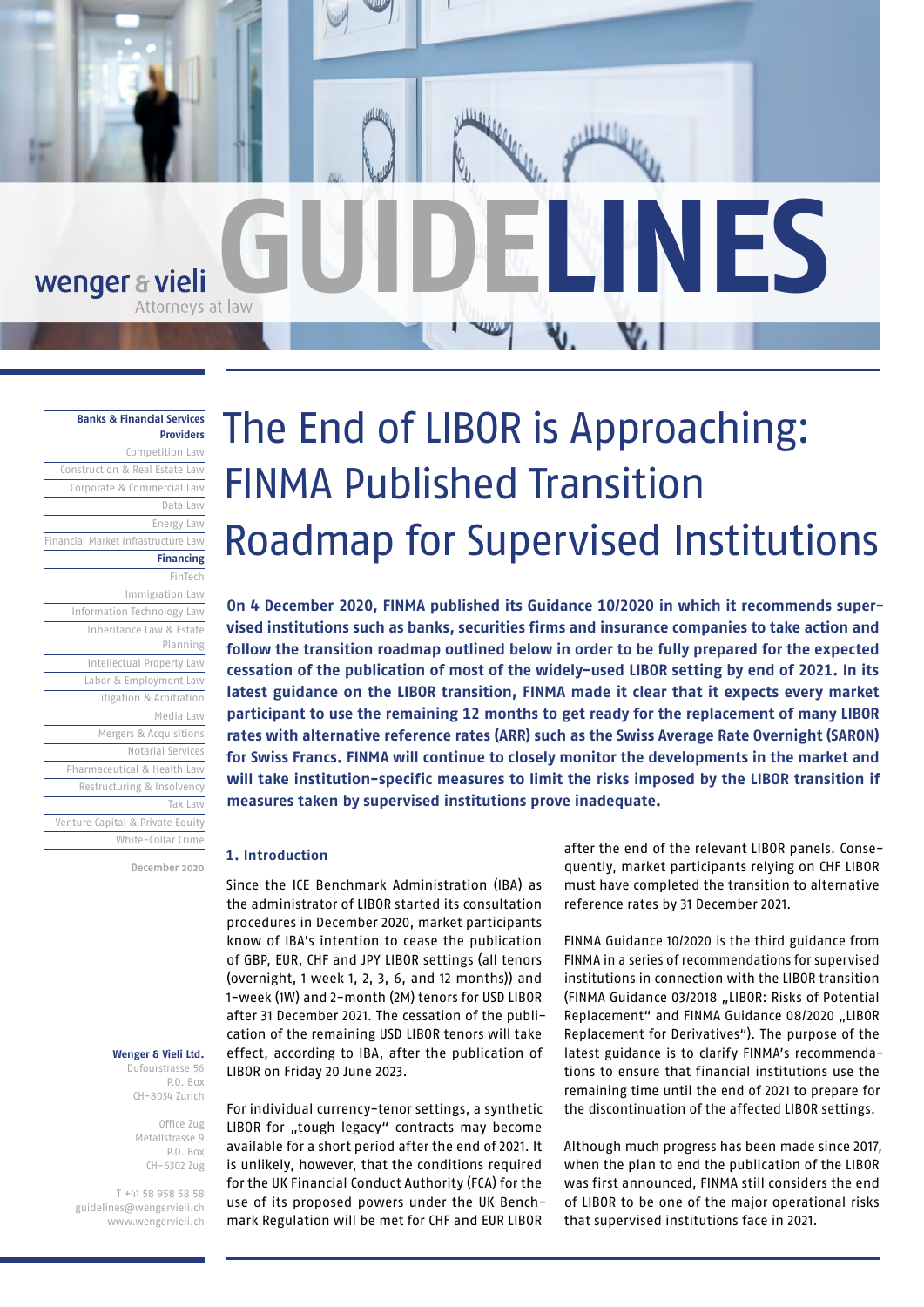# The End of LIBOR is Approaching: FINMA Published Transition Roadmap for Supervised Institutions

**On 4 December 2020, FINMA published its Guidance 10/2020 in which it recommends supervised institutions such as banks, securities firms and insurance companies to take action and follow the transition roadmap outlined below in order to be fully prepared for the expected cessation of the publication of most of the widely-used LIBOR setting by end of 2021. In its latest guidance on the LIBOR transition, FINMA made it clear that it expects every market participant to use the remaining 12 months to get ready for the replacement of many LIBOR rates with alternative reference rates (ARR) such as the Swiss Average Rate Overnight (SARON) for Swiss Francs. FINMA will continue to closely monitor the developments in the market and will take institution-specific measures to limit the risks imposed by the LIBOR transition if measures taken by supervised institutions prove inadequate.**

## 1. Introduction

Since the ICE Benchmark Administration (IBA) as the administrator of LIBOR started its consultation procedures in December 2020, market participants know of IBA's intention to cease the publication of GBP, EUR, CHF and JPY LIBOR settings (all tenors (overnight, 1 week 1, 2, 3, 6, and 12 months)) and 1-week (1W) and 2-month (2M) tenors for USD LIBOR after 31 December 2021. The cessation of the publication of the remaining USD LIBOR tenors will take effect, according to IBA, after the publication of LIBOR on Friday 20 June 2023.

For individual currency-tenor settings, a synthetic LIBOR for „tough legacy" contracts may become available for a short period after the end of 2021. It is unlikely, however, that the conditions required for the UK Financial Conduct Authority (FCA) for the use of its proposed powers under the UK Benchmark Regulation will be met for CHF and EUR LIBOR after the end of the relevant LIBOR panels. Consequently, market participants relying on CHF LIBOR must have completed the transition to alternative reference rates by 31 December 2021.

FINMA Guidance 10/2020 is the third guidance from FINMA in a series of recommendations for supervised institutions in connection with the LIBOR transition (FINMA Guidance 03/2018 „LIBOR: Risks of Potential Replacement" and FINMA Guidance 08/2020 „LIBOR Replacement for Derivatives"). The purpose of the latest guidance is to clarify FINMA's recommendations to ensure that financial institutions use the remaining time until the end of 2021 to prepare for the discontinuation of the affected LIBOR settings.

Although much progress has been made since 2017, when the plan to end the publication of the LIBOR was first announced, FINMA still considers the end of LIBOR to be one of the major operational risks that supervised institutions face in 2021.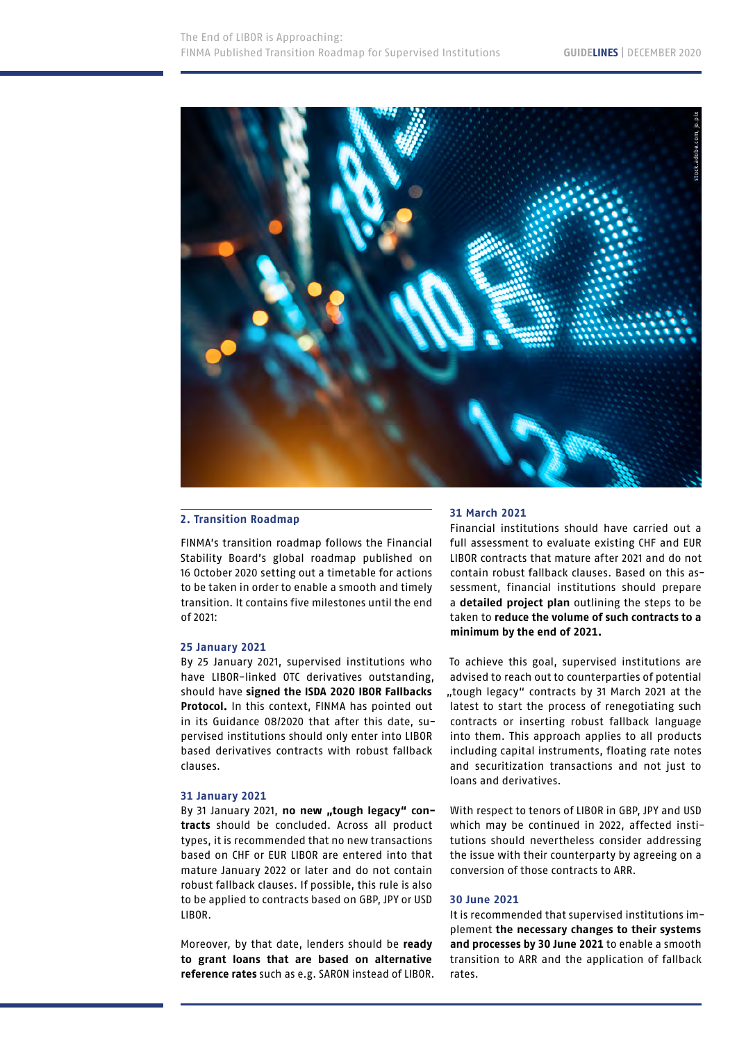## 2. Transition Roadmap

FINMA's transition roadmap follows the Financial Stability Board's global roadmap published on 16 October 2020 setting out a timetable for actions to be taken in order to enable a smooth and timely transition. It contains five milestones until the end of 2021:

### 25 January 2021

By 25 January 2021, supervised institutions who have LIBOR-linked OTC derivatives outstanding, should have **signed the ISDA 2020 IBOR Fallbacks Protocol.** In this context, FINMA has pointed out in its Guidance 08/2020 that after this date, supervised institutions should only enter into LIBOR based derivatives contracts with robust fallback clauses.

### 31 January 2021

By 31 January 2021, **no new „tough legacy" contracts** should be concluded. Across all product types, it is recommended that no new transactions based on CHF or EUR LIBOR are entered into that mature January 2022 or later and do not contain robust fallback clauses. If possible, this rule is also to be applied to contracts based on GBP, JPY or USD LIBOR.

Moreover, by that date, lenders should be **ready to grant loans that are based on alternative reference rates** such as e.g. SARON instead of LIBOR.

### 31 March 2021

Financial institutions should have carried out a full assessment to evaluate existing CHF and EUR LIBOR contracts that mature after 2021 and do not contain robust fallback clauses. Based on this assessment, financial institutions should prepare a **detailed project plan** outlining the steps to be taken to **reduce the volume of such contracts to a minimum by the end of 2021.**

To achieve this goal, supervised institutions are advised to reach out to counterparties of potential „tough legacy" contracts by 31 March 2021 at the latest to start the process of renegotiating such contracts or inserting robust fallback language into them. This approach applies to all products including capital instruments, floating rate notes and securitization transactions and not just to loans and derivatives.

With respect to tenors of LIBOR in GBP, JPY and USD which may be continued in 2022, affected institutions should nevertheless consider addressing the issue with their counterparty by agreeing on a conversion of those contracts to ARR.

### 30 June 2021

It is recommended that supervised institutions implement **the necessary changes to their systems and processes by 30 June 2021** to enable a smooth transition to ARR and the application of fallback rates.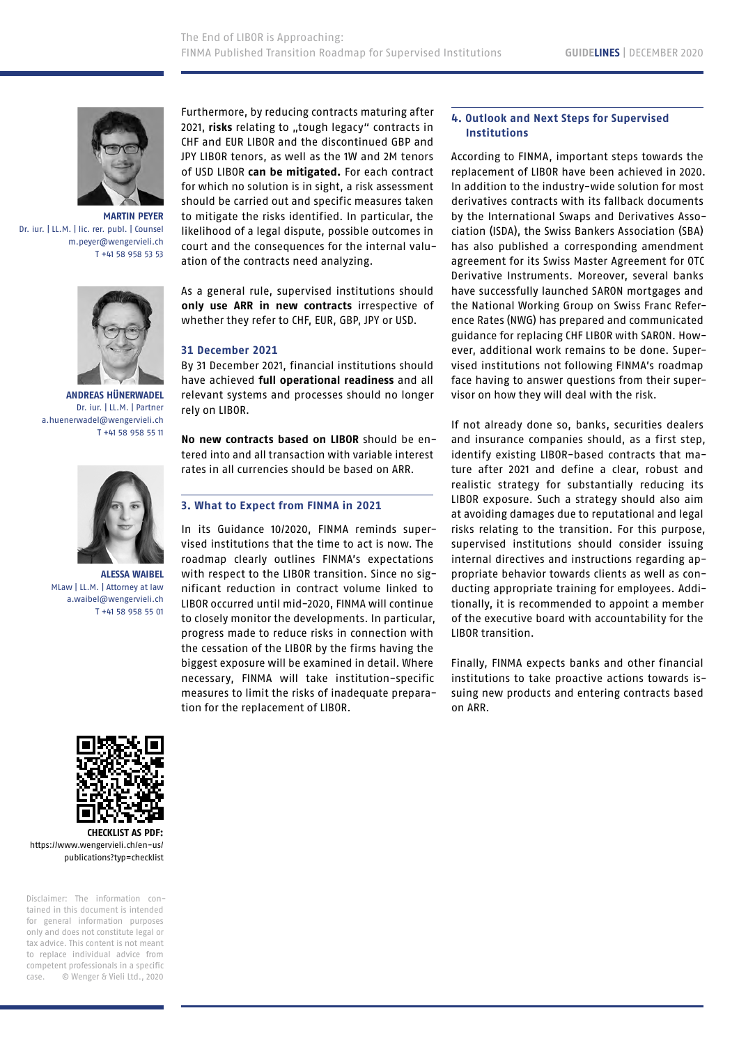**MARTIN PEYER**
Dr. iur. | LL.M. | lic. rer. publ. | Counsel
m.peyer@wengervieli.ch
T +41 58 958 53 53

**ANDREAS HÜNERWADEL**
Dr. iur. | LL.M. | Partner
a.huenerwadel@wengervieli.ch
T +41 58 958 55 11

**ALESSA WAIBEL**
MLaw | LL.M. | Attorney at law
a.waibel@wengervieli.ch
T +41 58 958 55 01

**CHECKLIST AS PDF:**
https://www.wengervieli.ch/en-us/publications?typ=checklist

Disclaimer: The information contained in this document is intended for general information purposes only and does not constitute legal or tax advice. This content is not meant to replace individual advice from competent professionals in a specific case. © Wenger & Vieli Ltd., 2020

Furthermore, by reducing contracts maturing after 2021, **risks** relating to „tough legacy" contracts in CHF and EUR LIBOR and the discontinued GBP and JPY LIBOR tenors, as well as the 1W and 2M tenors of USD LIBOR **can be mitigated.** For each contract for which no solution is in sight, a risk assessment should be carried out and specific measures taken to mitigate the risks identified. In particular, the likelihood of a legal dispute, possible outcomes in court and the consequences for the internal valuation of the contracts need analyzing.

As a general rule, supervised institutions should **only use ARR in new contracts** irrespective of whether they refer to CHF, EUR, GBP, JPY or USD.

### 31 December 2021

By 31 December 2021, financial institutions should have achieved **full operational readiness** and all relevant systems and processes should no longer rely on LIBOR.

**No new contracts based on LIBOR** should be entered into and all transaction with variable interest rates in all currencies should be based on ARR.

## 3. What to Expect from FINMA in 2021

In its Guidance 10/2020, FINMA reminds supervised institutions that the time to act is now. The roadmap clearly outlines FINMA's expectations with respect to the LIBOR transition. Since no significant reduction in contract volume linked to LIBOR occurred until mid-2020, FINMA will continue to closely monitor the developments. In particular, progress made to reduce risks in connection with the cessation of the LIBOR by the firms having the biggest exposure will be examined in detail. Where necessary, FINMA will take institution-specific measures to limit the risks of inadequate preparation for the replacement of LIBOR.

## 4. Outlook and Next Steps for Supervised Institutions

According to FINMA, important steps towards the replacement of LIBOR have been achieved in 2020. In addition to the industry-wide solution for most derivatives contracts with its fallback documents by the International Swaps and Derivatives Association (ISDA), the Swiss Bankers Association (SBA) has also published a corresponding amendment agreement for its Swiss Master Agreement for OTC Derivative Instruments. Moreover, several banks have successfully launched SARON mortgages and the National Working Group on Swiss Franc Reference Rates (NWG) has prepared and communicated guidance for replacing CHF LIBOR with SARON. However, additional work remains to be done. Supervised institutions not following FINMA's roadmap face having to answer questions from their supervisor on how they will deal with the risk.

If not already done so, banks, securities dealers and insurance companies should, as a first step, identify existing LIBOR-based contracts that mature after 2021 and define a clear, robust and realistic strategy for substantially reducing its LIBOR exposure. Such a strategy should also aim at avoiding damages due to reputational and legal risks relating to the transition. For this purpose, supervised institutions should consider issuing internal directives and instructions regarding appropriate behavior towards clients as well as conducting appropriate training for employees. Additionally, it is recommended to appoint a member of the executive board with accountability for the LIBOR transition.

Finally, FINMA expects banks and other financial institutions to take proactive actions towards issuing new products and entering contracts based on ARR.